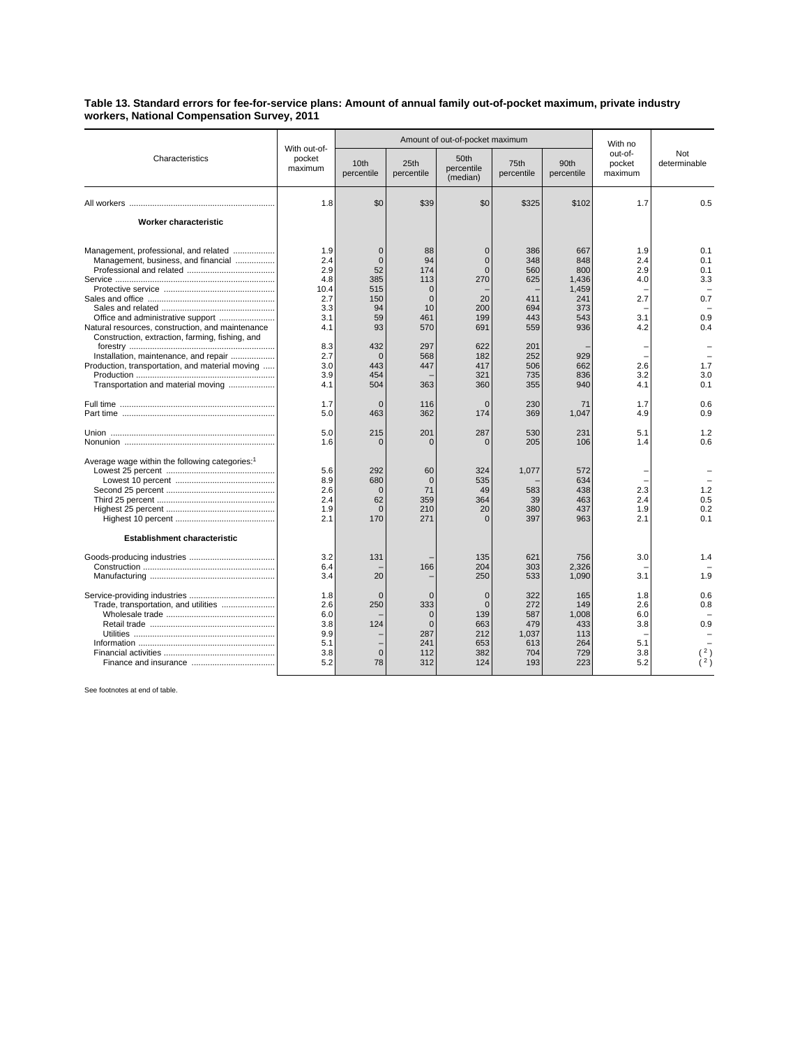**Table 13. Standard errors for fee-for-service plans: Amount of annual family out-of-pocket maximum, private industry workers, National Compensation Survey, 2011**

| Characteristics | With out-of-pocket maximum | Amount of out-of-pocket maximum | | | | | With no out-of-pocket maximum | Not determinable |
|---|---|---|---|---|---|---|---|---|
| | | 10th percentile | 25th percentile | 50th percentile (median) | 75th percentile | 90th percentile | | |
| All workers | 1.8 | $0 | $39 | $0 | $325 | $102 | 1.7 | 0.5 |
| **Worker characteristic** | | | | | | | | |
| Management, professional, and related | 1.9 | 0 | 88 | 0 | 386 | 667 | 1.9 | 0.1 |
| Management, business, and financial | 2.4 | 0 | 94 | 0 | 348 | 848 | 2.4 | 0.1 |
| Professional and related | 2.9 | 52 | 174 | 0 | 560 | 800 | 2.9 | 0.1 |
| Service | 4.8 | 385 | 113 | 270 | 625 | 1,436 | 4.0 | 3.3 |
| Protective service | 10.4 | 515 | 0 | – | – | 1,459 | – | – |
| Sales and office | 2.7 | 150 | 0 | 20 | 411 | 241 | 2.7 | 0.7 |
| Sales and related | 3.3 | 94 | 10 | 200 | 694 | 373 | – | – |
| Office and administrative support | 3.1 | 59 | 461 | 199 | 443 | 543 | 3.1 | 0.9 |
| Natural resources, construction, and maintenance | 4.1 | 93 | 570 | 691 | 559 | 936 | 4.2 | 0.4 |
| Construction, extraction, farming, fishing, and forestry | 8.3 | 432 | 297 | 622 | 201 | – | – | – |
| Installation, maintenance, and repair | 2.7 | 0 | 568 | 182 | 252 | 929 | – | – |
| Production, transportation, and material moving | 3.0 | 443 | 447 | 417 | 506 | 662 | 2.6 | 1.7 |
| Production | 3.9 | 454 | – | 321 | 735 | 836 | 3.2 | 3.0 |
| Transportation and material moving | 4.1 | 504 | 363 | 360 | 355 | 940 | 4.1 | 0.1 |
| Full time | 1.7 | 0 | 116 | 0 | 230 | 71 | 1.7 | 0.6 |
| Part time | 5.0 | 463 | 362 | 174 | 369 | 1,047 | 4.9 | 0.9 |
| Union | 5.0 | 215 | 201 | 287 | 530 | 231 | 5.1 | 1.2 |
| Nonunion | 1.6 | 0 | 0 | 0 | 205 | 106 | 1.4 | 0.6 |
| Average wage within the following categories:[1] | | | | | | | | |
| Lowest 25 percent | 5.6 | 292 | 60 | 324 | 1,077 | 572 | – | – |
| Lowest 10 percent | 8.9 | 680 | 0 | 535 | – | 634 | – | – |
| Second 25 percent | 2.6 | 0 | 71 | 49 | 583 | 438 | 2.3 | 1.2 |
| Third 25 percent | 2.4 | 62 | 359 | 364 | 39 | 463 | 2.4 | 0.5 |
| Highest 25 percent | 1.9 | 0 | 210 | 20 | 380 | 437 | 1.9 | 0.2 |
| Highest 10 percent | 2.1 | 170 | 271 | 0 | 397 | 963 | 2.1 | 0.1 |
| **Establishment characteristic** | | | | | | | | |
| Goods-producing industries | 3.2 | 131 | – | 135 | 621 | 756 | 3.0 | 1.4 |
| Construction | 6.4 | – | 166 | 204 | 303 | 2,326 | – | – |
| Manufacturing | 3.4 | 20 | – | 250 | 533 | 1,090 | 3.1 | 1.9 |
| Service-providing industries | 1.8 | 0 | 0 | 0 | 322 | 165 | 1.8 | 0.6 |
| Trade, transportation, and utilities | 2.6 | 250 | 333 | 0 | 272 | 149 | 2.6 | 0.8 |
| Wholesale trade | 6.0 | – | 0 | 139 | 587 | 1,008 | 6.0 | – |
| Retail trade | 3.8 | 124 | 0 | 663 | 479 | 433 | 3.8 | 0.9 |
| Utilities | 9.9 | – | 287 | 212 | 1,037 | 113 | – | – |
| Information | 5.1 | – | 241 | 653 | 613 | 264 | 5.1 | – |
| Financial activities | 3.8 | 0 | 112 | 382 | 704 | 729 | 3.8 | ([2]) |
| Finance and insurance | 5.2 | 78 | 312 | 124 | 193 | 223 | 5.2 | ([2]) |

See footnotes at end of table.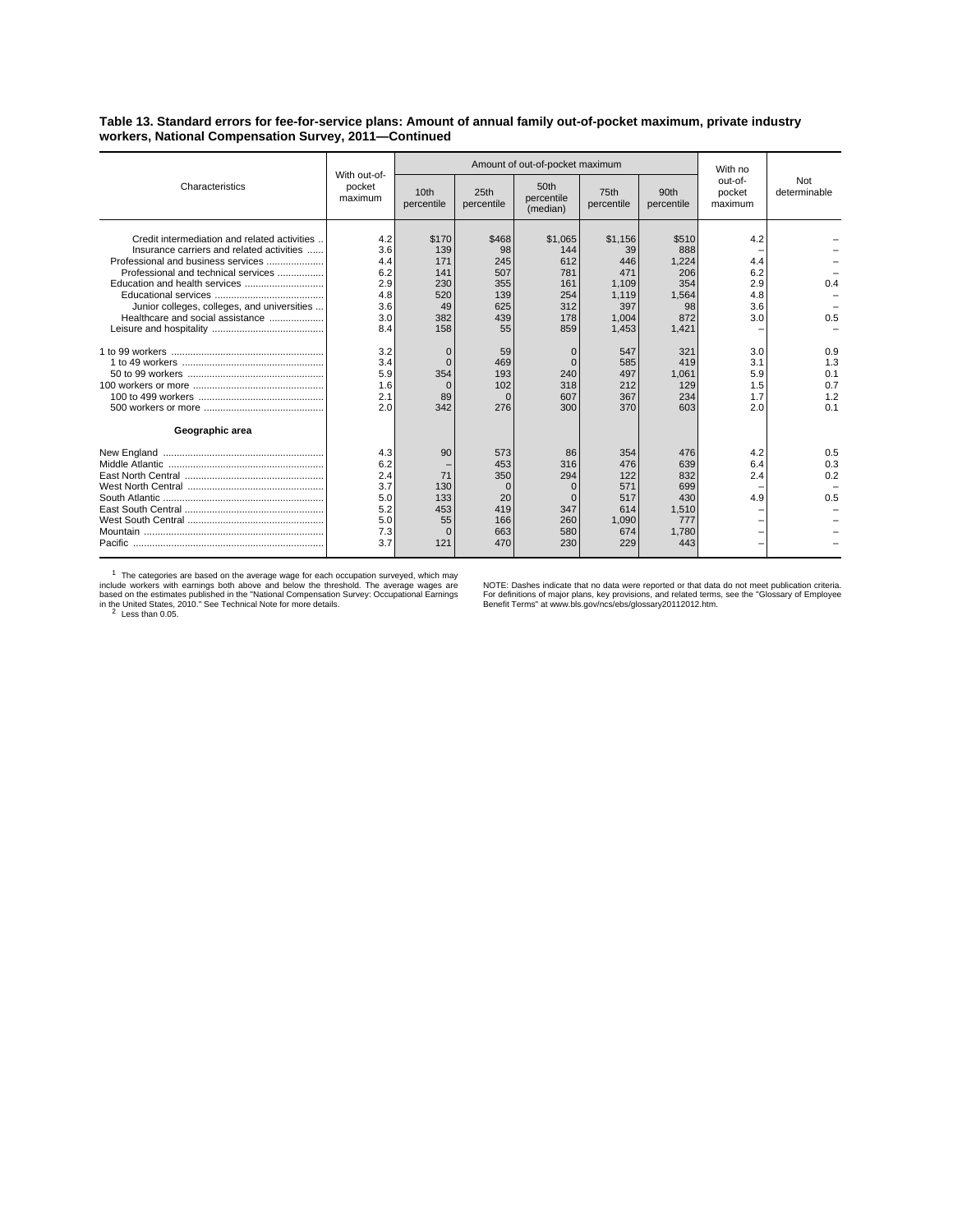**Table 13. Standard errors for fee-for-service plans: Amount of annual family out-of-pocket maximum, private industry workers, National Compensation Survey, 2011—Continued**

| Characteristics | With out-of-pocket maximum | Amount of out-of-pocket maximum | | | | | With no out-of-pocket maximum | Not determinable |
|---|---|---|---|---|---|---|---|---|
| | | 10th percentile | 25th percentile | 50th percentile (median) | 75th percentile | 90th percentile | | |
| Credit intermediation and related activities | 4.2 | $170 | $468 | $1,065 | $1,156 | $510 | 4.2 | – |
| Insurance carriers and related activities | 3.6 | 139 | 98 | 144 | 39 | 888 | – | – |
| Professional and business services | 4.4 | 171 | 245 | 612 | 446 | 1,224 | 4.4 | – |
| Professional and technical services | 6.2 | 141 | 507 | 781 | 471 | 206 | 6.2 | – |
| Education and health services | 2.9 | 230 | 355 | 161 | 1,109 | 354 | 2.9 | 0.4 |
| Educational services | 4.8 | 520 | 139 | 254 | 1,119 | 1,564 | 4.8 | – |
| Junior colleges, colleges, and universities | 3.6 | 49 | 625 | 312 | 397 | 98 | 3.6 | – |
| Healthcare and social assistance | 3.0 | 382 | 439 | 178 | 1,004 | 872 | 3.0 | 0.5 |
| Leisure and hospitality | 8.4 | 158 | 55 | 859 | 1,453 | 1,421 | – | – |
| 1 to 99 workers | 3.2 | 0 | 59 | 0 | 547 | 321 | 3.0 | 0.9 |
| 1 to 49 workers | 3.4 | 0 | 469 | 0 | 585 | 419 | 3.1 | 1.3 |
| 50 to 99 workers | 5.9 | 354 | 193 | 240 | 497 | 1,061 | 5.9 | 0.1 |
| 100 workers or more | 1.6 | 0 | 102 | 318 | 212 | 129 | 1.5 | 0.7 |
| 100 to 499 workers | 2.1 | 89 | 0 | 607 | 367 | 234 | 1.7 | 1.2 |
| 500 workers or more | 2.0 | 342 | 276 | 300 | 370 | 603 | 2.0 | 0.1 |
| **Geographic area** | | | | | | | | |
| New England | 4.3 | 90 | 573 | 86 | 354 | 476 | 4.2 | 0.5 |
| Middle Atlantic | 6.2 | – | 453 | 316 | 476 | 639 | 6.4 | 0.3 |
| East North Central | 2.4 | 71 | 350 | 294 | 122 | 832 | 2.4 | 0.2 |
| West North Central | 3.7 | 130 | 0 | 0 | 571 | 699 | – | – |
| South Atlantic | 5.0 | 133 | 20 | 0 | 517 | 430 | 4.9 | 0.5 |
| East South Central | 5.2 | 453 | 419 | 347 | 614 | 1,510 | – | – |
| West South Central | 5.0 | 55 | 166 | 260 | 1,090 | 777 | – | – |
| Mountain | 7.3 | 0 | 663 | 580 | 674 | 1,780 | – | – |
| Pacific | 3.7 | 121 | 470 | 230 | 229 | 443 | – | – |

[1] The categories are based on the average wage for each occupation surveyed, which may include workers with earnings both above and below the threshold. The average wages are based on the estimates published in the "National Compensation Survey: Occupational Earnings in the United States, 2010." See Technical Note for more details.

[2] Less than 0.05.

NOTE: Dashes indicate that no data were reported or that data do not meet publication criteria. For definitions of major plans, key provisions, and related terms, see the "Glossary of Employee Benefit Terms" at www.bls.gov/ncs/ebs/glossary20112012.htm.